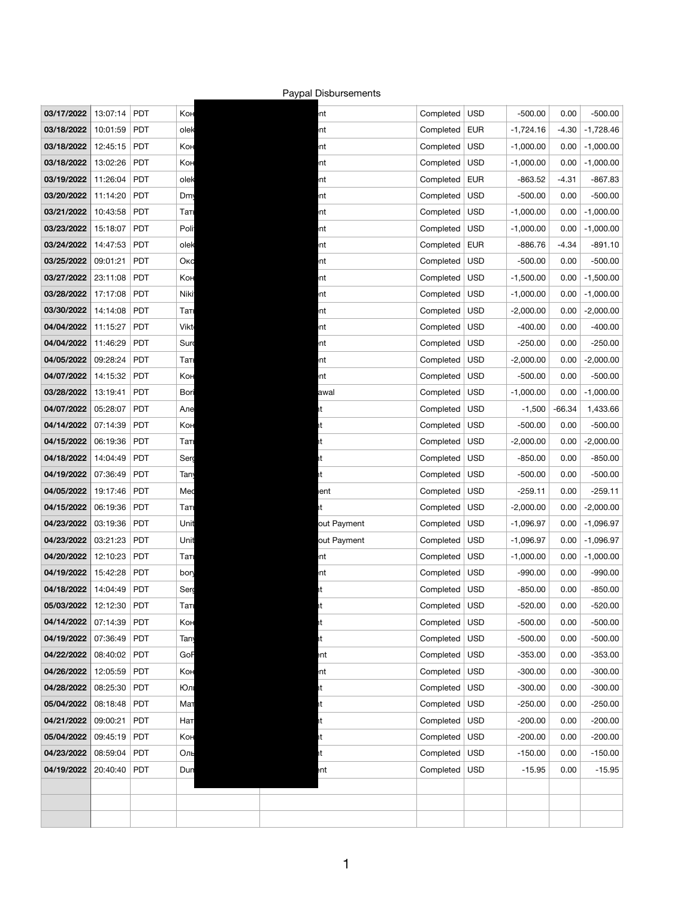# Paypal Disbursements

| | | | | | | | | | |
|---|---|---|---|---|---|---|---|---|---|
| 03/17/2022 | 13:07:14 | PDT | Кон | nt | Completed | USD | -500.00 | 0.00 | -500.00 |
| 03/18/2022 | 10:01:59 | PDT | olek | nt | Completed | EUR | -1,724.16 | -4.30 | -1,728.46 |
| 03/18/2022 | 12:45:15 | PDT | Кон | nt | Completed | USD | -1,000.00 | 0.00 | -1,000.00 |
| 03/18/2022 | 13:02:26 | PDT | Кон | nt | Completed | USD | -1,000.00 | 0.00 | -1,000.00 |
| 03/19/2022 | 11:26:04 | PDT | olek | nt | Completed | EUR | -863.52 | -4.31 | -867.83 |
| 03/20/2022 | 11:14:20 | PDT | Dmy | nt | Completed | USD | -500.00 | 0.00 | -500.00 |
| 03/21/2022 | 10:43:58 | PDT | Тат | nt | Completed | USD | -1,000.00 | 0.00 | -1,000.00 |
| 03/23/2022 | 15:18:07 | PDT | Poli | nt | Completed | USD | -1,000.00 | 0.00 | -1,000.00 |
| 03/24/2022 | 14:47:53 | PDT | olek | nt | Completed | EUR | -886.76 | -4.34 | -891.10 |
| 03/25/2022 | 09:01:21 | PDT | Окс | nt | Completed | USD | -500.00 | 0.00 | -500.00 |
| 03/27/2022 | 23:11:08 | PDT | Кон | nt | Completed | USD | -1,500.00 | 0.00 | -1,500.00 |
| 03/28/2022 | 17:17:08 | PDT | Niki | nt | Completed | USD | -1,000.00 | 0.00 | -1,000.00 |
| 03/30/2022 | 14:14:08 | PDT | Тат | nt | Completed | USD | -2,000.00 | 0.00 | -2,000.00 |
| 04/04/2022 | 11:15:27 | PDT | Vikt | nt | Completed | USD | -400.00 | 0.00 | -400.00 |
| 04/04/2022 | 11:46:29 | PDT | Sur | nt | Completed | USD | -250.00 | 0.00 | -250.00 |
| 04/05/2022 | 09:28:24 | PDT | Тат | nt | Completed | USD | -2,000.00 | 0.00 | -2,000.00 |
| 04/07/2022 | 14:15:32 | PDT | Кон | nt | Completed | USD | -500.00 | 0.00 | -500.00 |
| 03/28/2022 | 13:19:41 | PDT | Bori | awal | Completed | USD | -1,000.00 | 0.00 | -1,000.00 |
| 04/07/2022 | 05:28:07 | PDT | Але | t | Completed | USD | -1,500 | -66.34 | 1,433.66 |
| 04/14/2022 | 07:14:39 | PDT | Кон | t | Completed | USD | -500.00 | 0.00 | -500.00 |
| 04/15/2022 | 06:19:36 | PDT | Тат | t | Completed | USD | -2,000.00 | 0.00 | -2,000.00 |
| 04/18/2022 | 14:04:49 | PDT | Serg | t | Completed | USD | -850.00 | 0.00 | -850.00 |
| 04/19/2022 | 07:36:49 | PDT | Tany | t | Completed | USD | -500.00 | 0.00 | -500.00 |
| 04/05/2022 | 19:17:46 | PDT | Med | ent | Completed | USD | -259.11 | 0.00 | -259.11 |
| 04/15/2022 | 06:19:36 | PDT | Тат | t | Completed | USD | -2,000.00 | 0.00 | -2,000.00 |
| 04/23/2022 | 03:19:36 | PDT | Unit | out Payment | Completed | USD | -1,096.97 | 0.00 | -1,096.97 |
| 04/23/2022 | 03:21:23 | PDT | Unit | out Payment | Completed | USD | -1,096.97 | 0.00 | -1,096.97 |
| 04/20/2022 | 12:10:23 | PDT | Тат | nt | Completed | USD | -1,000.00 | 0.00 | -1,000.00 |
| 04/19/2022 | 15:42:28 | PDT | bor | nt | Completed | USD | -990.00 | 0.00 | -990.00 |
| 04/18/2022 | 14:04:49 | PDT | Serg | t | Completed | USD | -850.00 | 0.00 | -850.00 |
| 05/03/2022 | 12:12:30 | PDT | Тат | t | Completed | USD | -520.00 | 0.00 | -520.00 |
| 04/14/2022 | 07:14:39 | PDT | Кон | t | Completed | USD | -500.00 | 0.00 | -500.00 |
| 04/19/2022 | 07:36:49 | PDT | Tany | t | Completed | USD | -500.00 | 0.00 | -500.00 |
| 04/22/2022 | 08:40:02 | PDT | GoF | ent | Completed | USD | -353.00 | 0.00 | -353.00 |
| 04/26/2022 | 12:05:59 | PDT | Кон | nt | Completed | USD | -300.00 | 0.00 | -300.00 |
| 04/28/2022 | 08:25:30 | PDT | Юл | t | Completed | USD | -300.00 | 0.00 | -300.00 |
| 05/04/2022 | 08:18:48 | PDT | Мат | t | Completed | USD | -250.00 | 0.00 | -250.00 |
| 04/21/2022 | 09:00:21 | PDT | Нат | t | Completed | USD | -200.00 | 0.00 | -200.00 |
| 05/04/2022 | 09:45:19 | PDT | Кон | t | Completed | USD | -200.00 | 0.00 | -200.00 |
| 04/23/2022 | 08:59:04 | PDT | Оль | t | Completed | USD | -150.00 | 0.00 | -150.00 |
| 04/19/2022 | 20:40:40 | PDT | Dun | ent | Completed | USD | -15.95 | 0.00 | -15.95 |
| | | | | | | | | | |
| | | | | | | | | | |
| | | | | | | | | | |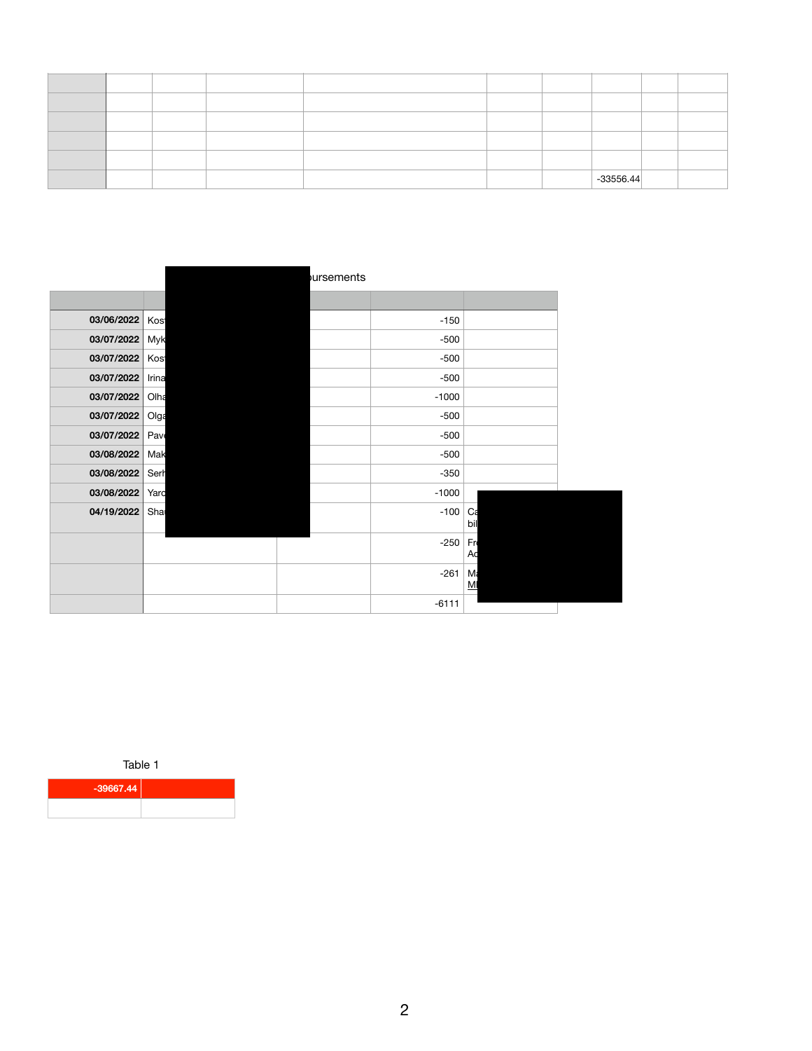| | | | | | | | | | |
|---|---|---|---|---|---|---|---|---|---|
| | | | | | | | | | |
| | | | | | | | | | |
| | | | | | | | | | |
| | | | | | | | | | |
| | | | | | | | | | |
| | | | | | | | -33556.44 | | |

ursements

| | | | | |
|---|---|---|---|---|
| 03/06/2022 | Kos | | -150 | |
| 03/07/2022 | Myk | | -500 | |
| 03/07/2022 | Kos | | -500 | |
| 03/07/2022 | Irina | | -500 | |
| 03/07/2022 | Olh | | -1000 | |
| 03/07/2022 | Olg | | -500 | |
| 03/07/2022 | Pav | | -500 | |
| 03/08/2022 | Mak | | -500 | |
| 03/08/2022 | Ser | | -350 | |
| 03/08/2022 | Yar | | -1000 | |
| 04/19/2022 | Sha | | -100 | Ca bil |
| | | | -250 | Fr Ac |
| | | | -261 | Ma MI |
| | | | -6111 | |

Table 1

| | |
|---|---|
| -39667.44 | |
| | |